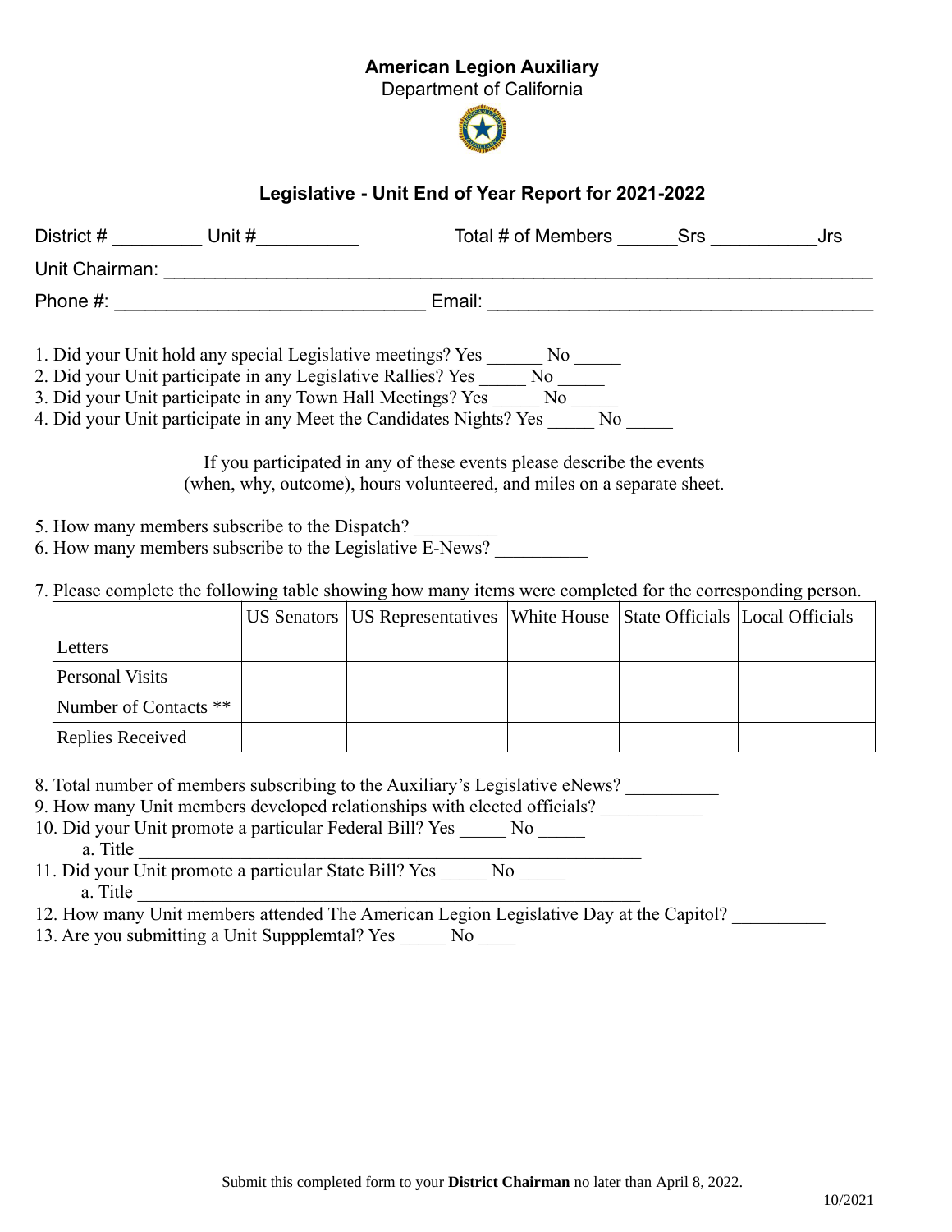**American Legion Auxiliary**
Department of California

## Legislative - Unit End of Year Report for 2021-2022

District # _________ Unit #__________ Total # of Members ______Srs __________Jrs

Unit Chairman: ______________________________________________________________

Phone #: ______________________________ Email: _____________________________________

1. Did your Unit hold any special Legislative meetings? Yes ______ No _____
2. Did your Unit participate in any Legislative Rallies? Yes _____ No _____
3. Did your Unit participate in any Town Hall Meetings? Yes _____ No _____
4. Did your Unit participate in any Meet the Candidates Nights? Yes _____ No _____

If you participated in any of these events please describe the events (when, why, outcome), hours volunteered, and miles on a separate sheet.

5. How many members subscribe to the Dispatch? _________
6. How many members subscribe to the Legislative E-News? __________
7. Please complete the following table showing how many items were completed for the corresponding person.

| | US Senators | US Representatives | White House | State Officials | Local Officials |
|---|---|---|---|---|---|
| Letters | | | | | |
| Personal Visits | | | | | |
| Number of Contacts ** | | | | | |
| Replies Received | | | | | |

8. Total number of members subscribing to the Auxiliary's Legislative eNews? __________
9. How many Unit members developed relationships with elected officials? ___________
10. Did your Unit promote a particular Federal Bill? Yes _____ No _____
    a. Title _______________________________________________________
11. Did your Unit promote a particular State Bill? Yes _____ No _____
    a. Title _______________________________________________________
12. How many Unit members attended The American Legion Legislative Day at the Capitol? __________
13. Are you submitting a Unit Suppplemtal? Yes _____ No ____

Submit this completed form to your **District Chairman** no later than April 8, 2022.

10/2021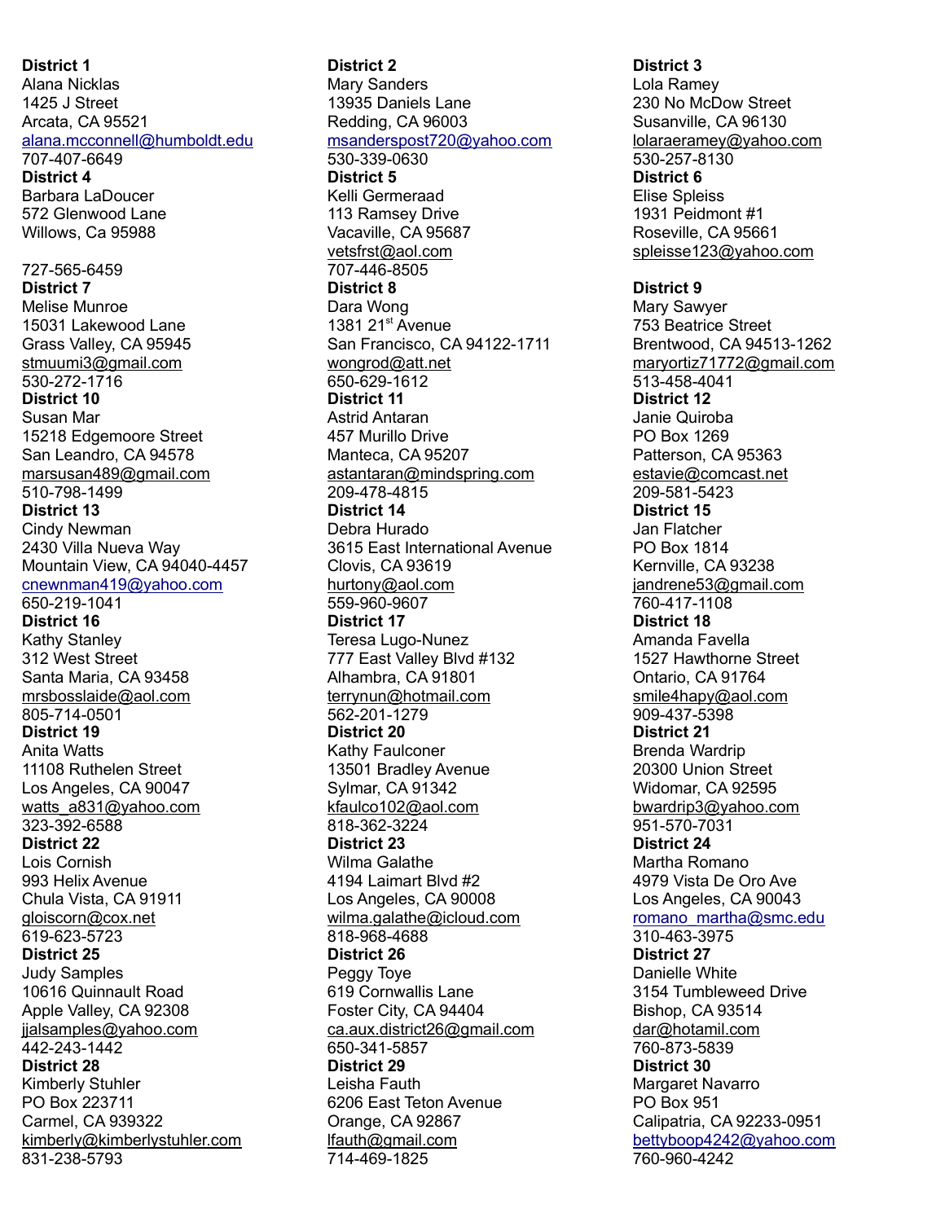**District 1**
Alana Nicklas
1425 J Street
Arcata, CA 95521
alana.mcconnell@humboldt.edu
707-407-6649

**District 2**
Mary Sanders
13935 Daniels Lane
Redding, CA 96003
msanderspost720@yahoo.com
530-339-0630

**District 3**
Lola Ramey
230 No McDow Street
Susanville, CA 96130
lolaraeramey@yahoo.com
530-257-8130

**District 4**
Barbara LaDoucer
572 Glenwood Lane
Willows, Ca 95988

727-565-6459

**District 5**
Kelli Germeraad
113 Ramsey Drive
Vacaville, CA 95687
vetsfrst@aol.com
707-446-8505

**District 6**
Elise Spleiss
1931 Peidmont #1
Roseville, CA 95661
spleisse123@yahoo.com

**District 7**
Melise Munroe
15031 Lakewood Lane
Grass Valley, CA 95945
stmuumi3@gmail.com
530-272-1716

**District 8**
Dara Wong
1381 21st Avenue
San Francisco, CA 94122-1711
wongrod@att.net
650-629-1612

**District 9**
Mary Sawyer
753 Beatrice Street
Brentwood, CA 94513-1262
maryortiz71772@gmail.com
513-458-4041

**District 10**
Susan Mar
15218 Edgemoore Street
San Leandro, CA 94578
marsusan489@gmail.com
510-798-1499

**District 11**
Astrid Antaran
457 Murillo Drive
Manteca, CA 95207
astantaran@mindspring.com
209-478-4815

**District 12**
Janie Quiroba
PO Box 1269
Patterson, CA 95363
estavie@comcast.net
209-581-5423

**District 13**
Cindy Newman
2430 Villa Nueva Way
Mountain View, CA 94040-4457
cnewnman419@yahoo.com
650-219-1041

**District 14**
Debra Hurado
3615 East International Avenue
Clovis, CA 93619
hurtony@aol.com
559-960-9607

**District 15**
Jan Flatcher
PO Box 1814
Kernville, CA 93238
jandrene53@gmail.com
760-417-1108

**District 16**
Kathy Stanley
312 West Street
Santa Maria, CA 93458
mrsbosslaide@aol.com
805-714-0501

**District 17**
Teresa Lugo-Nunez
777 East Valley Blvd #132
Alhambra, CA 91801
terrynun@hotmail.com
562-201-1279

**District 18**
Amanda Favella
1527 Hawthorne Street
Ontario, CA 91764
smile4hapy@aol.com
909-437-5398

**District 19**
Anita Watts
11108 Ruthelen Street
Los Angeles, CA 90047
watts_a831@yahoo.com
323-392-6588

**District 20**
Kathy Faulconer
13501 Bradley Avenue
Sylmar, CA 91342
kfaulco102@aol.com
818-362-3224

**District 21**
Brenda Wardrip
20300 Union Street
Widomar, CA 92595
bwardrip3@yahoo.com
951-570-7031

**District 22**
Lois Cornish
993 Helix Avenue
Chula Vista, CA 91911
gloiscorn@cox.net
619-623-5723

**District 23**
Wilma Galathe
4194 Laimart Blvd #2
Los Angeles, CA 90008
wilma.galathe@icloud.com
818-968-4688

**District 24**
Martha Romano
4979 Vista De Oro Ave
Los Angeles, CA 90043
romano_martha@smc.edu
310-463-3975

**District 25**
Judy Samples
10616 Quinnault Road
Apple Valley, CA 92308
jjalsamples@yahoo.com
442-243-1442

**District 26**
Peggy Toye
619 Cornwallis Lane
Foster City, CA 94404
ca.aux.district26@gmail.com
650-341-5857

**District 27**
Danielle White
3154 Tumbleweed Drive
Bishop, CA 93514
dar@hotamil.com
760-873-5839

**District 28**
Kimberly Stuhler
PO Box 223711
Carmel, CA 939322
kimberly@kimberlystuhler.com
831-238-5793

**District 29**
Leisha Fauth
6206 East Teton Avenue
Orange, CA 92867
lfauth@gmail.com
714-469-1825

**District 30**
Margaret Navarro
PO Box 951
Calipatria, CA 92233-0951
bettyboop4242@yahoo.com
760-960-4242